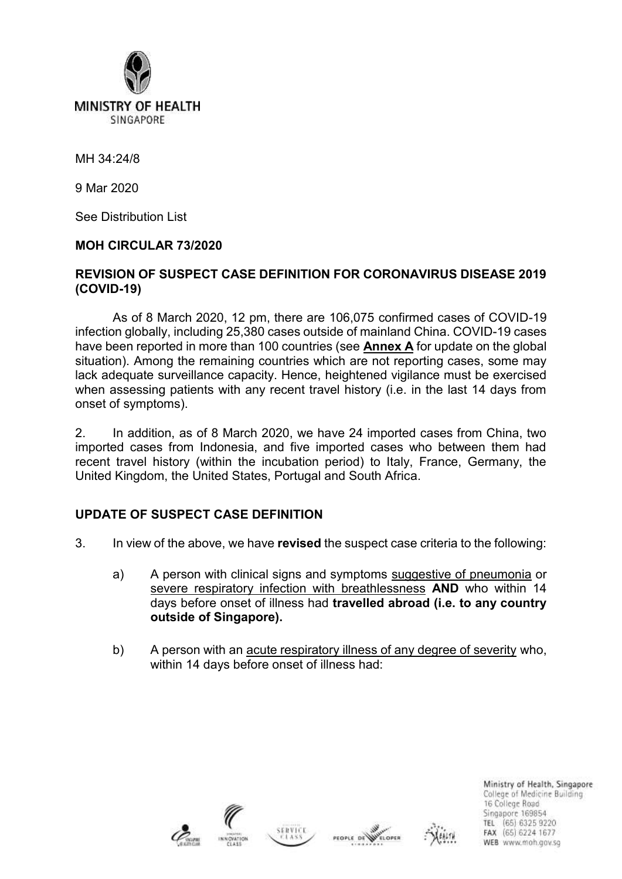MINISTRY OF HEALTH
SINGAPORE

MH 34:24/8

9 Mar 2020

See Distribution List

**MOH CIRCULAR 73/2020**

**REVISION OF SUSPECT CASE DEFINITION FOR CORONAVIRUS DISEASE 2019 (COVID-19)**

As of 8 March 2020, 12 pm, there are 106,075 confirmed cases of COVID-19 infection globally, including 25,380 cases outside of mainland China. COVID-19 cases have been reported in more than 100 countries (see **Annex A** for update on the global situation). Among the remaining countries which are not reporting cases, some may lack adequate surveillance capacity. Hence, heightened vigilance must be exercised when assessing patients with any recent travel history (i.e. in the last 14 days from onset of symptoms).

2. In addition, as of 8 March 2020, we have 24 imported cases from China, two imported cases from Indonesia, and five imported cases who between them had recent travel history (within the incubation period) to Italy, France, Germany, the United Kingdom, the United States, Portugal and South Africa.

**UPDATE OF SUSPECT CASE DEFINITION**

3. In view of the above, we have **revised** the suspect case criteria to the following:

a) A person with clinical signs and symptoms suggestive of pneumonia or severe respiratory infection with breathlessness **AND** who within 14 days before onset of illness had **travelled abroad (i.e. to any country outside of Singapore).**

b) A person with an acute respiratory illness of any degree of severity who, within 14 days before onset of illness had:

Ministry of Health, Singapore
College of Medicine Building
16 College Road
Singapore 169854
TEL (65) 6325 9220
FAX (65) 6224 1677
WEB www.moh.gov.sg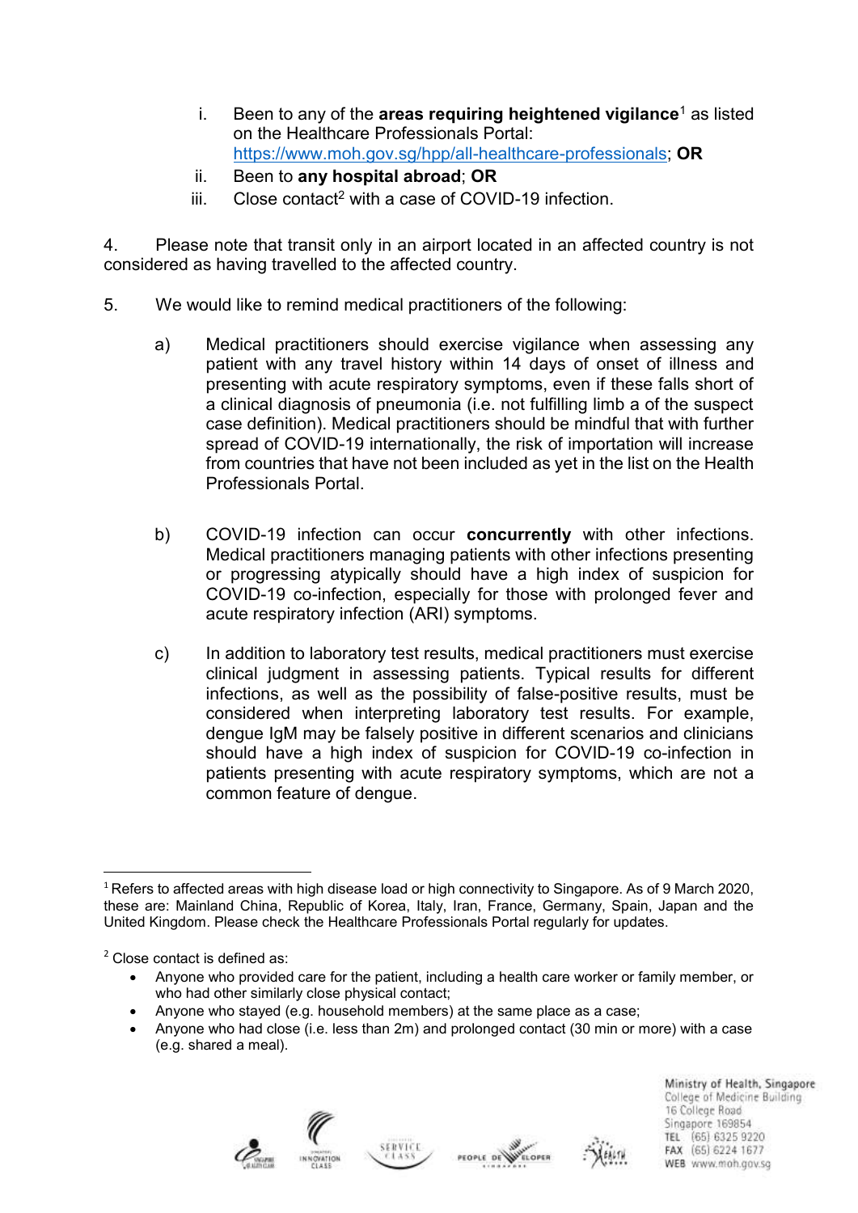i. Been to any of the **areas requiring heightened vigilance**[1] as listed on the Healthcare Professionals Portal: https://www.moh.gov.sg/hpp/all-healthcare-professionals; **OR**

ii. Been to **any hospital abroad**; **OR**

iii. Close contact[2] with a case of COVID-19 infection.

4. Please note that transit only in an airport located in an affected country is not considered as having travelled to the affected country.

5. We would like to remind medical practitioners of the following:

a) Medical practitioners should exercise vigilance when assessing any patient with any travel history within 14 days of onset of illness and presenting with acute respiratory symptoms, even if these falls short of a clinical diagnosis of pneumonia (i.e. not fulfilling limb a of the suspect case definition). Medical practitioners should be mindful that with further spread of COVID-19 internationally, the risk of importation will increase from countries that have not been included as yet in the list on the Health Professionals Portal.

b) COVID-19 infection can occur **concurrently** with other infections. Medical practitioners managing patients with other infections presenting or progressing atypically should have a high index of suspicion for COVID-19 co-infection, especially for those with prolonged fever and acute respiratory infection (ARI) symptoms.

c) In addition to laboratory test results, medical practitioners must exercise clinical judgment in assessing patients. Typical results for different infections, as well as the possibility of false-positive results, must be considered when interpreting laboratory test results. For example, dengue IgM may be falsely positive in different scenarios and clinicians should have a high index of suspicion for COVID-19 co-infection in patients presenting with acute respiratory symptoms, which are not a common feature of dengue.

---

[1] Refers to affected areas with high disease load or high connectivity to Singapore. As of 9 March 2020, these are: Mainland China, Republic of Korea, Italy, Iran, France, Germany, Spain, Japan and the United Kingdom. Please check the Healthcare Professionals Portal regularly for updates.

[2] Close contact is defined as:

- Anyone who provided care for the patient, including a health care worker or family member, or who had other similarly close physical contact;
- Anyone who stayed (e.g. household members) at the same place as a case;
- Anyone who had close (i.e. less than 2m) and prolonged contact (30 min or more) with a case (e.g. shared a meal).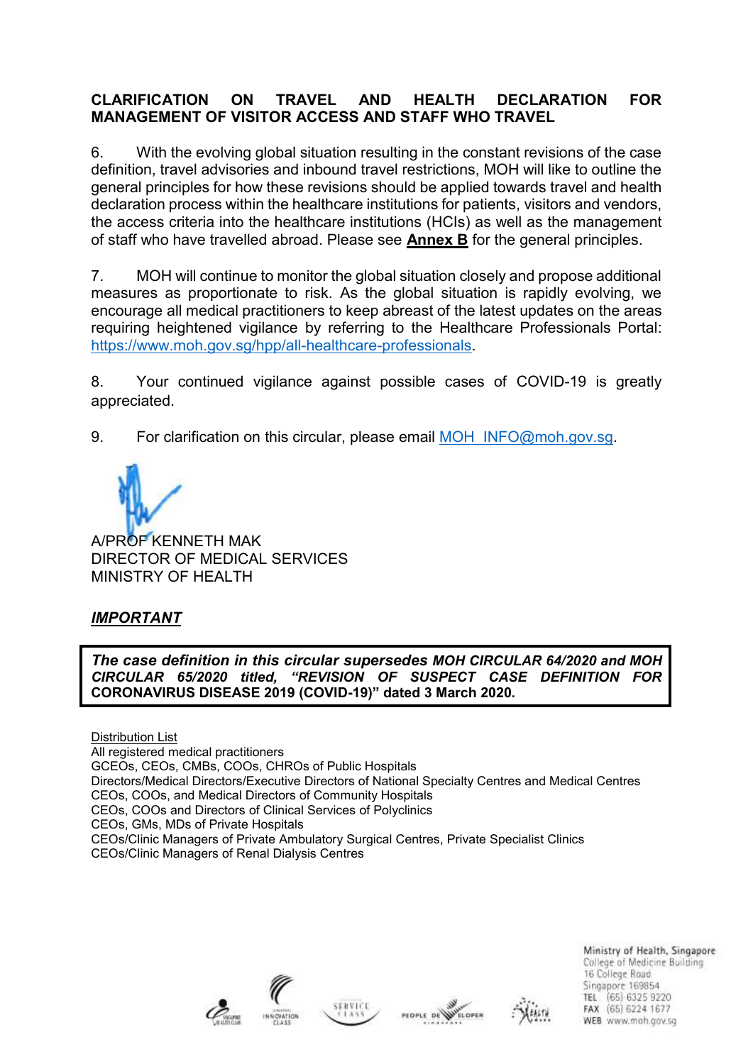**CLARIFICATION ON TRAVEL AND HEALTH DECLARATION FOR MANAGEMENT OF VISITOR ACCESS AND STAFF WHO TRAVEL**

6. With the evolving global situation resulting in the constant revisions of the case definition, travel advisories and inbound travel restrictions, MOH will like to outline the general principles for how these revisions should be applied towards travel and health declaration process within the healthcare institutions for patients, visitors and vendors, the access criteria into the healthcare institutions (HCIs) as well as the management of staff who have travelled abroad. Please see **Annex B** for the general principles.

7. MOH will continue to monitor the global situation closely and propose additional measures as proportionate to risk. As the global situation is rapidly evolving, we encourage all medical practitioners to keep abreast of the latest updates on the areas requiring heightened vigilance by referring to the Healthcare Professionals Portal: https://www.moh.gov.sg/hpp/all-healthcare-professionals.

8. Your continued vigilance against possible cases of COVID-19 is greatly appreciated.

9. For clarification on this circular, please email MOH_INFO@moh.gov.sg.

A/PROF KENNETH MAK
DIRECTOR OF MEDICAL SERVICES
MINISTRY OF HEALTH

***IMPORTANT***

> ***The case definition in this circular supersedes MOH CIRCULAR 64/2020 and MOH CIRCULAR 65/2020 titled, "REVISION OF SUSPECT CASE DEFINITION FOR*** **CORONAVIRUS DISEASE 2019 (COVID-19)" dated 3 March 2020.**

Distribution List
All registered medical practitioners
GCEOs, CEOs, CMBs, COOs, CHROs of Public Hospitals
Directors/Medical Directors/Executive Directors of National Specialty Centres and Medical Centres
CEOs, COOs, and Medical Directors of Community Hospitals
CEOs, COOs and Directors of Clinical Services of Polyclinics
CEOs, GMs, MDs of Private Hospitals
CEOs/Clinic Managers of Private Ambulatory Surgical Centres, Private Specialist Clinics
CEOs/Clinic Managers of Renal Dialysis Centres

Ministry of Health, Singapore
College of Medicine Building
16 College Road
Singapore 169854
TEL (65) 6325 9220
FAX (65) 6224 1677
WEB www.moh.gov.sg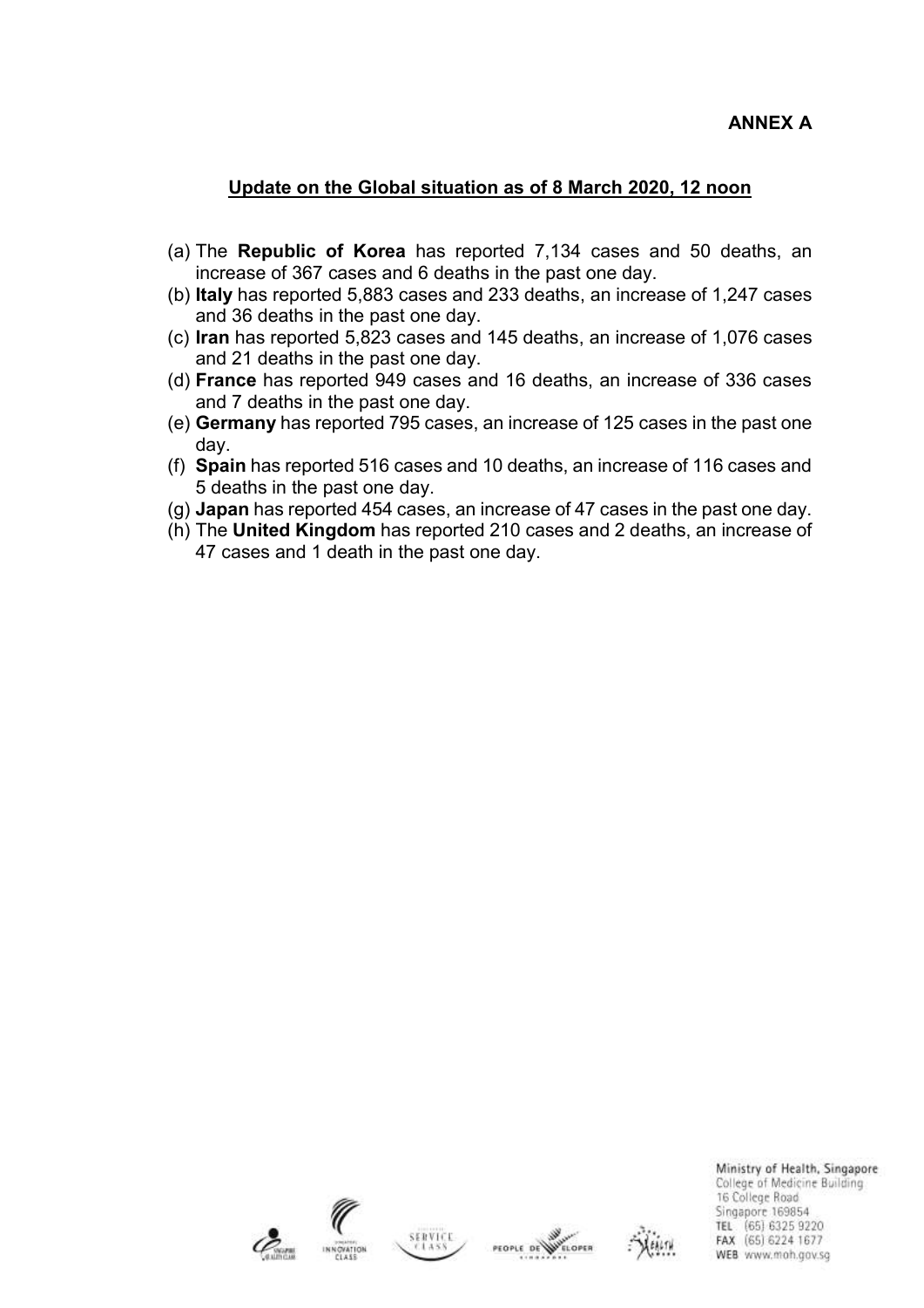**ANNEX A**

## Update on the Global situation as of 8 March 2020, 12 noon

(a) The **Republic of Korea** has reported 7,134 cases and 50 deaths, an increase of 367 cases and 6 deaths in the past one day.
(b) **Italy** has reported 5,883 cases and 233 deaths, an increase of 1,247 cases and 36 deaths in the past one day.
(c) **Iran** has reported 5,823 cases and 145 deaths, an increase of 1,076 cases and 21 deaths in the past one day.
(d) **France** has reported 949 cases and 16 deaths, an increase of 336 cases and 7 deaths in the past one day.
(e) **Germany** has reported 795 cases, an increase of 125 cases in the past one day.
(f) **Spain** has reported 516 cases and 10 deaths, an increase of 116 cases and 5 deaths in the past one day.
(g) **Japan** has reported 454 cases, an increase of 47 cases in the past one day.
(h) The **United Kingdom** has reported 210 cases and 2 deaths, an increase of 47 cases and 1 death in the past one day.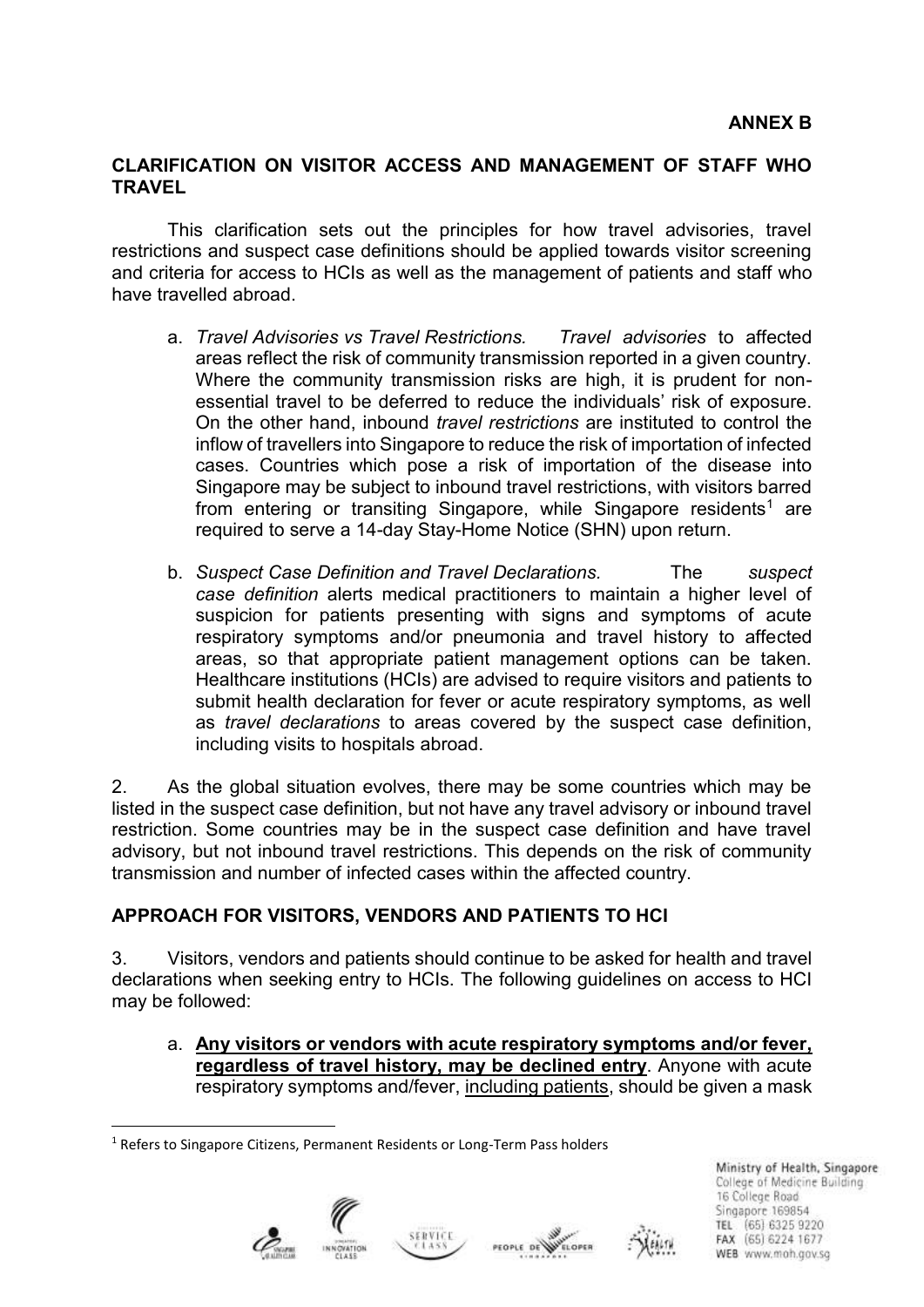**ANNEX B**

## CLARIFICATION ON VISITOR ACCESS AND MANAGEMENT OF STAFF WHO TRAVEL

This clarification sets out the principles for how travel advisories, travel restrictions and suspect case definitions should be applied towards visitor screening and criteria for access to HCIs as well as the management of patients and staff who have travelled abroad.

a. *Travel Advisories vs Travel Restrictions.* *Travel advisories* to affected areas reflect the risk of community transmission reported in a given country. Where the community transmission risks are high, it is prudent for non-essential travel to be deferred to reduce the individuals' risk of exposure. On the other hand, inbound *travel restrictions* are instituted to control the inflow of travellers into Singapore to reduce the risk of importation of infected cases. Countries which pose a risk of importation of the disease into Singapore may be subject to inbound travel restrictions, with visitors barred from entering or transiting Singapore, while Singapore residents[1] are required to serve a 14-day Stay-Home Notice (SHN) upon return.

b. *Suspect Case Definition and Travel Declarations.* The *suspect case definition* alerts medical practitioners to maintain a higher level of suspicion for patients presenting with signs and symptoms of acute respiratory symptoms and/or pneumonia and travel history to affected areas, so that appropriate patient management options can be taken. Healthcare institutions (HCIs) are advised to require visitors and patients to submit health declaration for fever or acute respiratory symptoms, as well as *travel declarations* to areas covered by the suspect case definition, including visits to hospitals abroad.

2. As the global situation evolves, there may be some countries which may be listed in the suspect case definition, but not have any travel advisory or inbound travel restriction. Some countries may be in the suspect case definition and have travel advisory, but not inbound travel restrictions. This depends on the risk of community transmission and number of infected cases within the affected country.

## APPROACH FOR VISITORS, VENDORS AND PATIENTS TO HCI

3. Visitors, vendors and patients should continue to be asked for health and travel declarations when seeking entry to HCIs. The following guidelines on access to HCI may be followed:

a. **<u>Any visitors or vendors with acute respiratory symptoms and/or fever, regardless of travel history, may be declined entry</u>**. Anyone with acute respiratory symptoms and/fever, <u>including patients</u>, should be given a mask

[1] Refers to Singapore Citizens, Permanent Residents or Long-Term Pass holders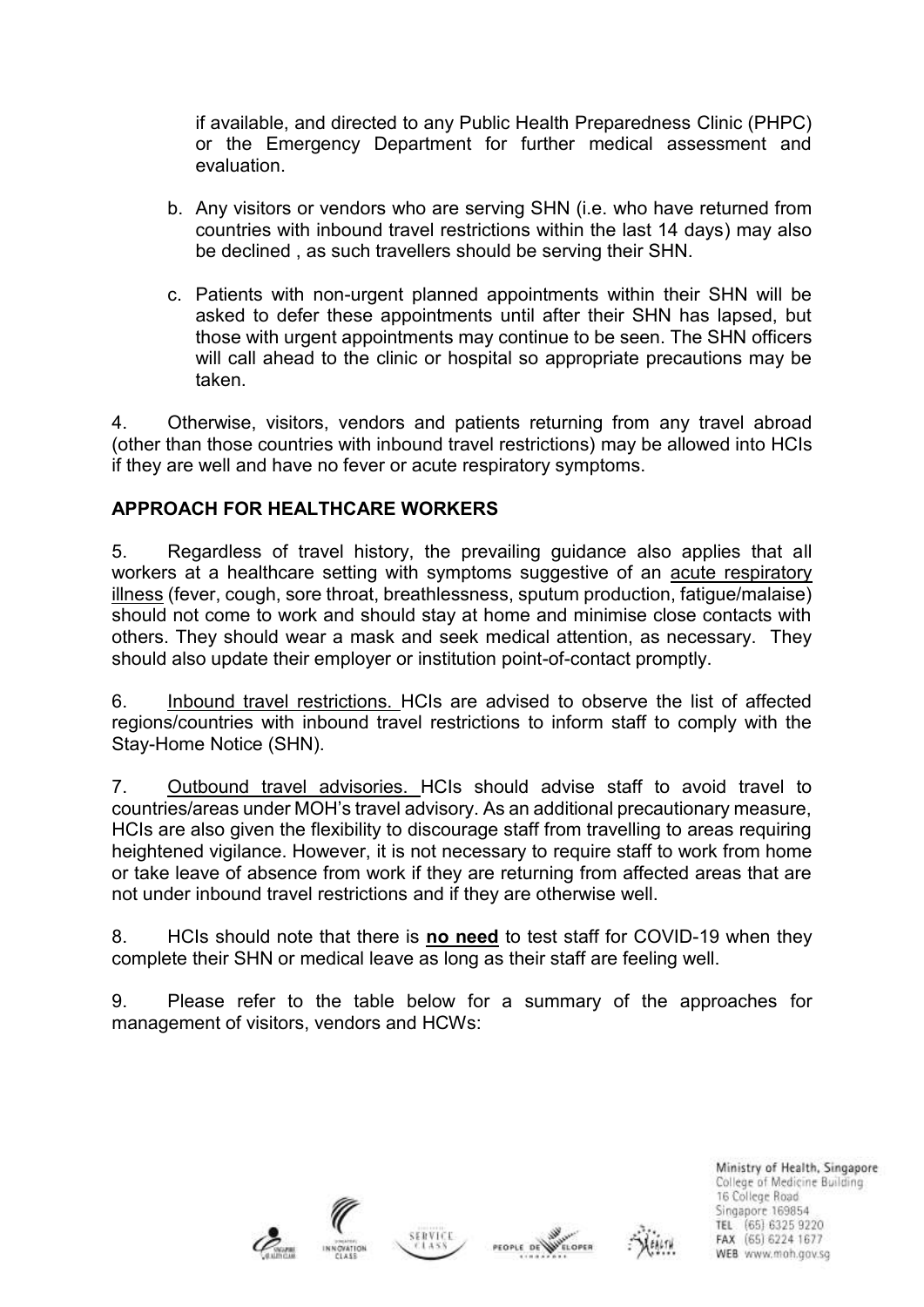if available, and directed to any Public Health Preparedness Clinic (PHPC) or the Emergency Department for further medical assessment and evaluation.

b. Any visitors or vendors who are serving SHN (i.e. who have returned from countries with inbound travel restrictions within the last 14 days) may also be declined , as such travellers should be serving their SHN.

c. Patients with non-urgent planned appointments within their SHN will be asked to defer these appointments until after their SHN has lapsed, but those with urgent appointments may continue to be seen. The SHN officers will call ahead to the clinic or hospital so appropriate precautions may be taken.

4. Otherwise, visitors, vendors and patients returning from any travel abroad (other than those countries with inbound travel restrictions) may be allowed into HCIs if they are well and have no fever or acute respiratory symptoms.

## APPROACH FOR HEALTHCARE WORKERS

5. Regardless of travel history, the prevailing guidance also applies that all workers at a healthcare setting with symptoms suggestive of an acute respiratory illness (fever, cough, sore throat, breathlessness, sputum production, fatigue/malaise) should not come to work and should stay at home and minimise close contacts with others. They should wear a mask and seek medical attention, as necessary. They should also update their employer or institution point-of-contact promptly.

6. Inbound travel restrictions. HCIs are advised to observe the list of affected regions/countries with inbound travel restrictions to inform staff to comply with the Stay-Home Notice (SHN).

7. Outbound travel advisories. HCIs should advise staff to avoid travel to countries/areas under MOH's travel advisory. As an additional precautionary measure, HCIs are also given the flexibility to discourage staff from travelling to areas requiring heightened vigilance. However, it is not necessary to require staff to work from home or take leave of absence from work if they are returning from affected areas that are not under inbound travel restrictions and if they are otherwise well.

8. HCIs should note that there is **no need** to test staff for COVID-19 when they complete their SHN or medical leave as long as their staff are feeling well.

9. Please refer to the table below for a summary of the approaches for management of visitors, vendors and HCWs: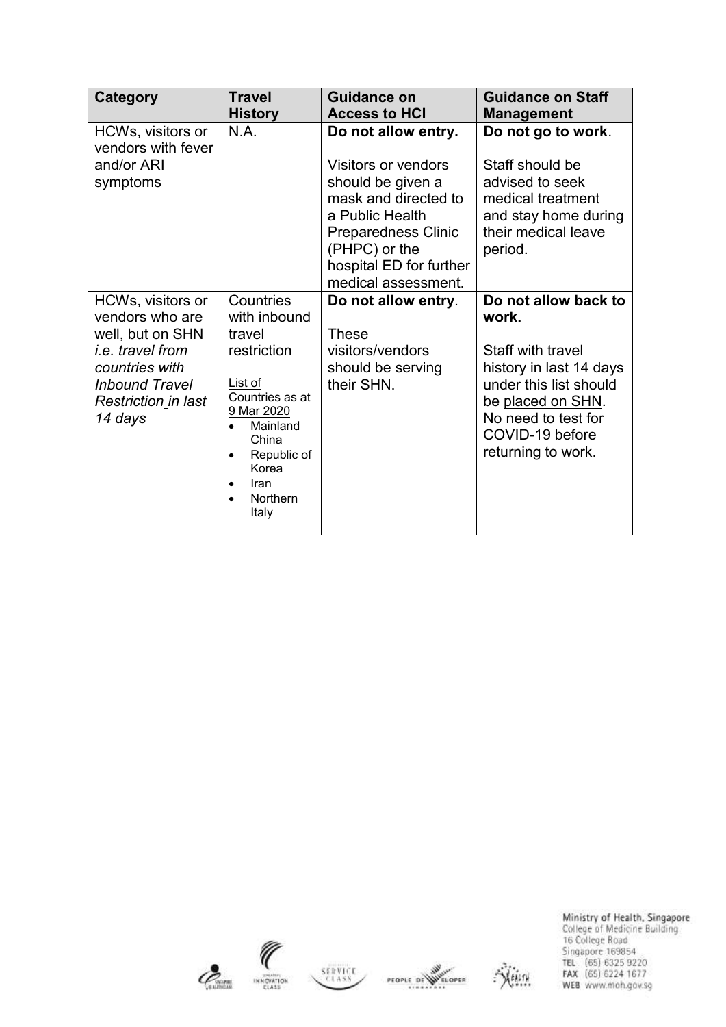| Category | Travel History | Guidance on Access to HCI | Guidance on Staff Management |
| --- | --- | --- | --- |
| HCWs, visitors or vendors with fever and/or ARI symptoms | N.A. | **Do not allow entry.**<br><br>Visitors or vendors should be given a mask and directed to a Public Health Preparedness Clinic (PHPC) or the hospital ED for further medical assessment. | **Do not go to work**.<br><br>Staff should be advised to seek medical treatment and stay home during their medical leave period. |
| HCWs, visitors or vendors who are well, but on SHN *i.e. travel from countries with Inbound Travel Restriction in last 14 days* | Countries with inbound travel restriction<br><br>List of Countries as at 9 Mar 2020<br>• Mainland China<br>• Republic of Korea<br>• Iran<br>• Northern Italy | **Do not allow entry**.<br><br>These visitors/vendors should be serving their SHN. | **Do not allow back to work.**<br><br>Staff with travel history in last 14 days under this list should be placed on SHN. No need to test for COVID-19 before returning to work. |